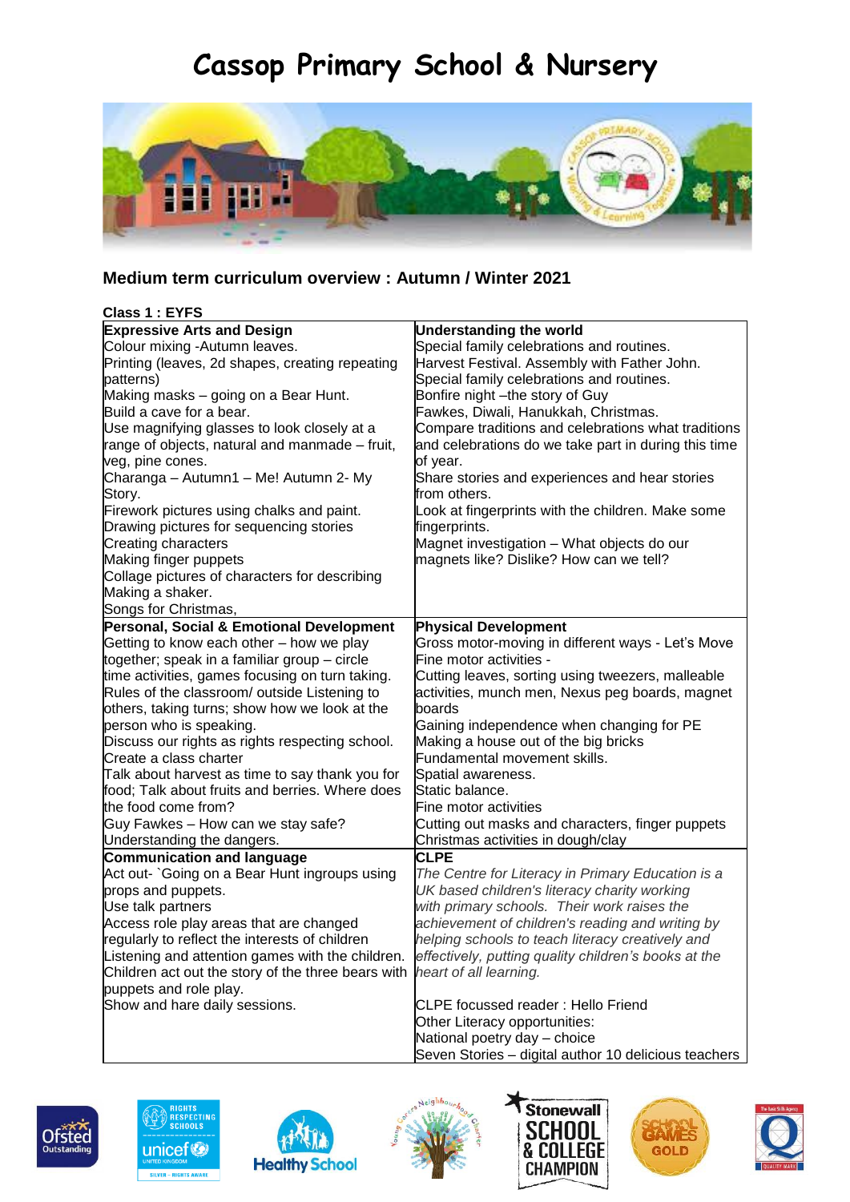# Cassop Primary School & Nursery

## Medium term curriculum overview : Autumn / Winter 2021

**Class 1 : EYFS**

| **Expressive Arts and Design** | **Understanding the world** |
|---|---|
| Colour mixing -Autumn leaves.<br>Printing (leaves, 2d shapes, creating repeating patterns)<br>Making masks – going on a Bear Hunt.<br>Build a cave for a bear.<br>Use magnifying glasses to look closely at a range of objects, natural and manmade – fruit, veg, pine cones.<br>Charanga – Autumn1 – Me! Autumn 2- My Story.<br>Firework pictures using chalks and paint.<br>Drawing pictures for sequencing stories<br>Creating characters<br>Making finger puppets<br>Collage pictures of characters for describing<br>Making a shaker.<br>Songs for Christmas, | Special family celebrations and routines.<br>Harvest Festival. Assembly with Father John.<br>Special family celebrations and routines.<br>Bonfire night –the story of Guy Fawkes, Diwali, Hanukkah, Christmas.<br>Compare traditions and celebrations what traditions and celebrations do we take part in during this time of year.<br>Share stories and experiences and hear stories from others.<br>Look at fingerprints with the children. Make some fingerprints.<br>Magnet investigation – What objects do our magnets like? Dislike? How can we tell? |
| **Personal, Social & Emotional Development** | **Physical Development** |
| Getting to know each other – how we play together; speak in a familiar group – circle time activities, games focusing on turn taking.<br>Rules of the classroom/ outside Listening to others, taking turns; show how we look at the person who is speaking.<br>Discuss our rights as rights respecting school.<br>Create a class charter<br>Talk about harvest as time to say thank you for food; Talk about fruits and berries. Where does the food come from?<br>Guy Fawkes – How can we stay safe? Understanding the dangers. | Gross motor-moving in different ways - Let's Move<br>Fine motor activities -<br>Cutting leaves, sorting using tweezers, malleable activities, munch men, Nexus peg boards, magnet boards<br>Gaining independence when changing for PE<br>Making a house out of the big bricks<br>Fundamental movement skills.<br>Spatial awareness.<br>Static balance.<br>Fine motor activities<br>Cutting out masks and characters, finger puppets<br>Christmas activities in dough/clay |
| **Communication and language** | **CLPE** |
| Act out- `Going on a Bear Hunt ingroups using props and puppets.<br>Use talk partners<br>Access role play areas that are changed regularly to reflect the interests of children<br>Listening and attention games with the children.<br>Children act out the story of the three bears with puppets and role play.<br>Show and hare daily sessions. | *The Centre for Literacy in Primary Education is a UK based children's literacy charity working with primary schools. Their work raises the achievement of children's reading and writing by helping schools to teach literacy creatively and effectively, putting quality children's books at the heart of all learning.*<br><br>CLPE focussed reader : Hello Friend<br>Other Literacy opportunities:<br>National poetry day – choice<br>Seven Stories – digital author 10 delicious teachers |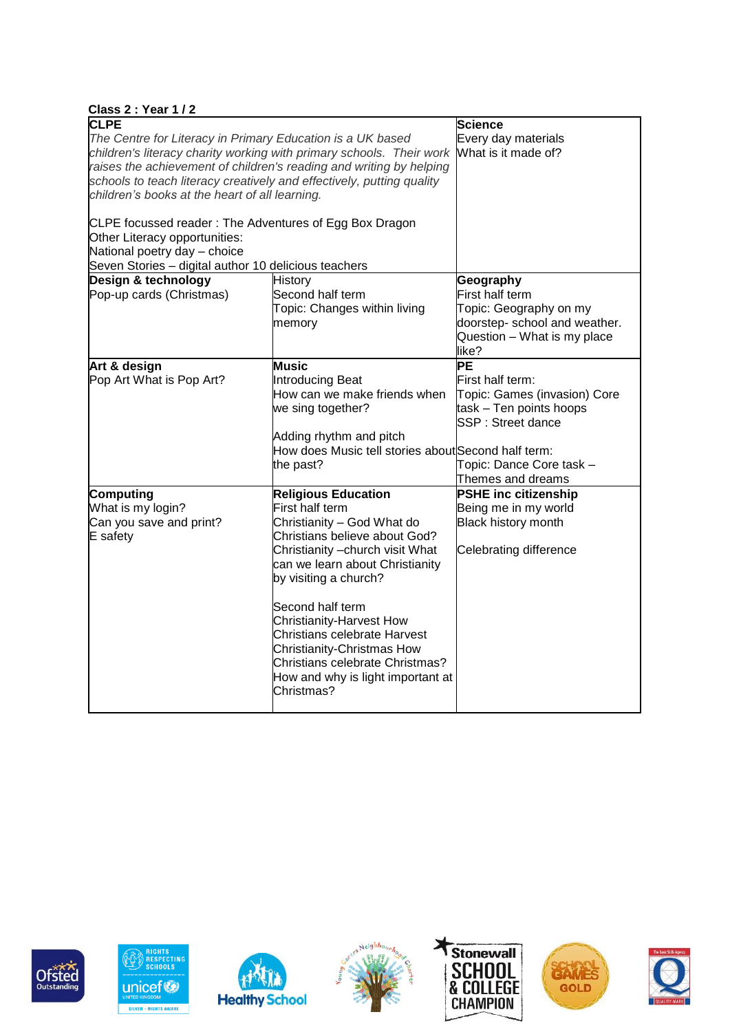**Class 2 : Year 1 / 2**

| | | |
|---|---|---|
| **CLPE**<br>*The Centre for Literacy in Primary Education is a UK based children's literacy charity working with primary schools. Their work raises the achievement of children's reading and writing by helping schools to teach literacy creatively and effectively, putting quality children's books at the heart of all learning.*<br><br>CLPE focussed reader : The Adventures of Egg Box Dragon<br>Other Literacy opportunities:<br>National poetry day – choice<br>Seven Stories – digital author 10 delicious teachers | | **Science**<br>Every day materials<br>What is it made of? |
| **Design & technology**<br>Pop-up cards (Christmas) | History<br>Second half term<br>Topic: Changes within living memory | **Geography**<br>First half term<br>Topic: Geography on my doorstep- school and weather.<br>Question – What is my place like? |
| **Art & design**<br>Pop Art What is Pop Art? | **Music**<br>Introducing Beat<br>How can we make friends when we sing together?<br><br>Adding rhythm and pitch<br>How does Music tell stories about the past? | **PE**<br>First half term:<br>Topic: Games (invasion) Core task – Ten points hoops<br>SSP : Street dance<br><br>Second half term:<br>Topic: Dance Core task – Themes and dreams |
| **Computing**<br>What is my login?<br>Can you save and print?<br>E safety | **Religious Education**<br>First half term<br>Christianity – God What do Christians believe about God?<br>Christianity –church visit What can we learn about Christianity by visiting a church?<br><br>Second half term<br>Christianity-Harvest How Christians celebrate Harvest<br>Christianity-Christmas How Christians celebrate Christmas?<br>How and why is light important at Christmas? | **PSHE inc citizenship**<br>Being me in my world<br>Black history month<br><br>Celebrating difference |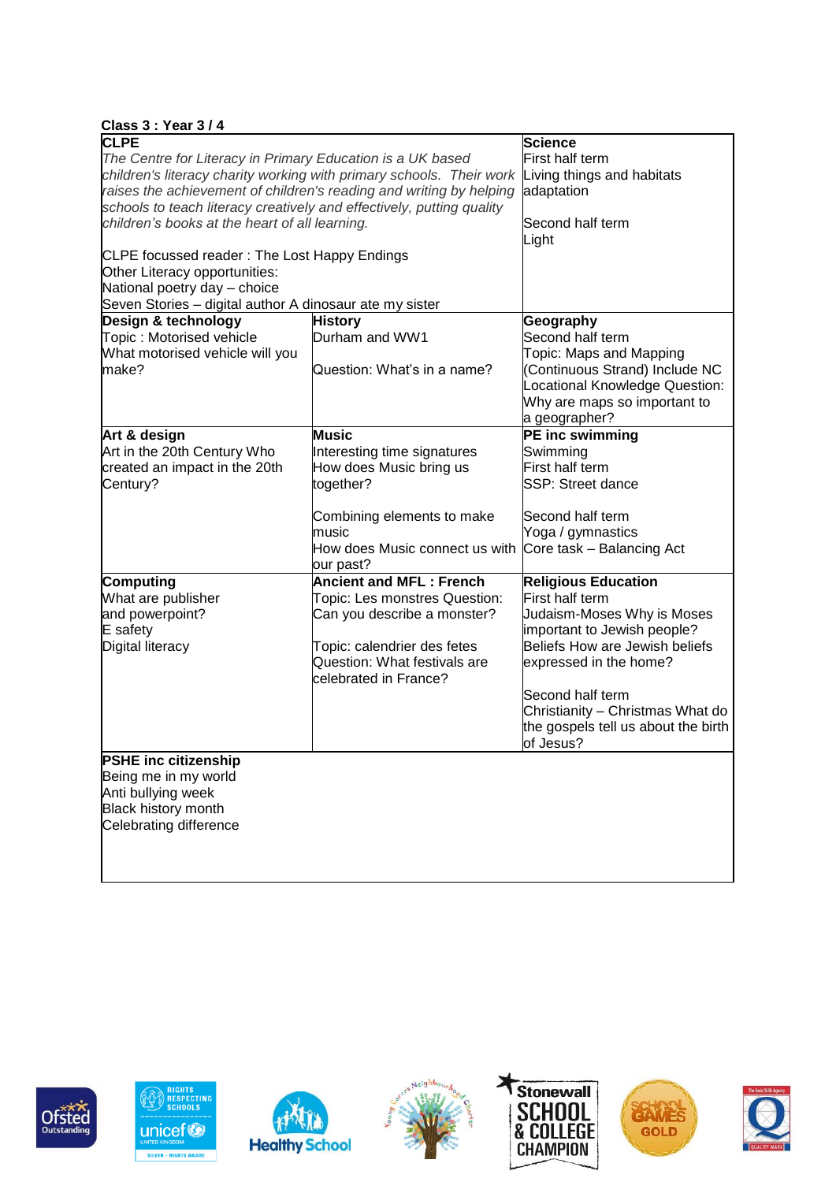**Class 3 : Year 3 / 4**

| | | |
|---|---|---|
| **CLPE**<br>*The Centre for Literacy in Primary Education is a UK based children's literacy charity working with primary schools. Their work raises the achievement of children's reading and writing by helping schools to teach literacy creatively and effectively, putting quality children's books at the heart of all learning.*<br><br>CLPE focussed reader : The Lost Happy Endings<br>Other Literacy opportunities:<br>National poetry day – choice<br>Seven Stories – digital author A dinosaur ate my sister | | **Science**<br>First half term<br>Living things and habitats adaptation<br><br>Second half term<br>Light |
| **Design & technology**<br>Topic : Motorised vehicle<br>What motorised vehicle will you make? | **History**<br>Durham and WW1<br><br>Question: What's in a name? | **Geography**<br>Second half term<br>Topic: Maps and Mapping (Continuous Strand) Include NC Locational Knowledge Question: Why are maps so important to a geographer? |
| **Art & design**<br>Art in the 20th Century Who created an impact in the 20th Century? | **Music**<br>Interesting time signatures<br>How does Music bring us together?<br><br>Combining elements to make music<br>How does Music connect us with our past? | **PE inc swimming**<br>Swimming<br>First half term<br>SSP: Street dance<br><br>Second half term<br>Yoga / gymnastics<br>Core task – Balancing Act |
| **Computing**<br>What are publisher and powerpoint?<br>E safety<br>Digital literacy | **Ancient and MFL : French**<br>Topic: Les monstres Question: Can you describe a monster?<br><br>Topic: calendrier des fetes<br>Question: What festivals are celebrated in France? | **Religious Education**<br>First half term<br>Judaism-Moses Why is Moses important to Jewish people?<br>Beliefs How are Jewish beliefs expressed in the home?<br><br>Second half term<br>Christianity – Christmas What do the gospels tell us about the birth of Jesus? |
| **PSHE inc citizenship**<br>Being me in my world<br>Anti bullying week<br>Black history month<br>Celebrating difference | | |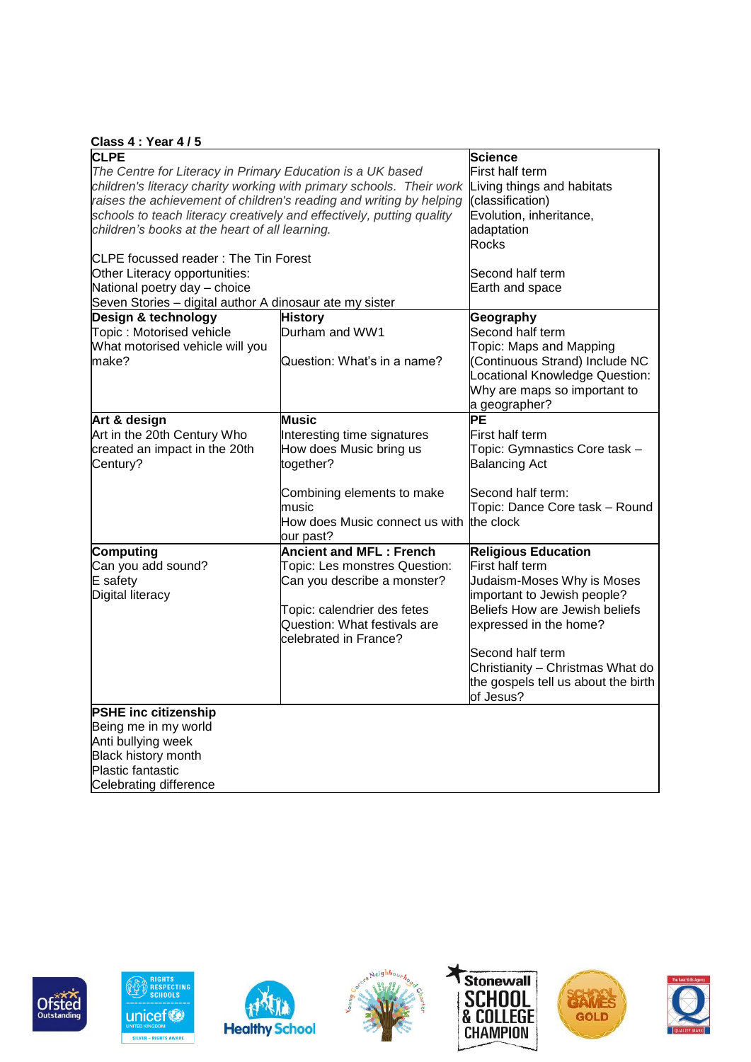**Class 4 : Year 4 / 5**

| | | |
|---|---|---|
| **CLPE**<br>*The Centre for Literacy in Primary Education is a UK based children's literacy charity working with primary schools. Their work raises the achievement of children's reading and writing by helping schools to teach literacy creatively and effectively, putting quality children's books at the heart of all learning.*<br><br>CLPE focussed reader : The Tin Forest<br>Other Literacy opportunities:<br>National poetry day – choice<br>Seven Stories – digital author A dinosaur ate my sister | | **Science**<br>First half term<br>Living things and habitats (classification)<br>Evolution, inheritance, adaptation<br>Rocks<br><br>Second half term<br>Earth and space |
| **Design & technology**<br>Topic : Motorised vehicle<br>What motorised vehicle will you make? | **History**<br>Durham and WW1<br><br>Question: What's in a name? | **Geography**<br>Second half term<br>Topic: Maps and Mapping (Continuous Strand) Include NC Locational Knowledge Question: Why are maps so important to a geographer? |
| **Art & design**<br>Art in the 20th Century Who created an impact in the 20th Century? | **Music**<br>Interesting time signatures<br>How does Music bring us together?<br><br>Combining elements to make music<br>How does Music connect us with our past? | **PE**<br>First half term<br>Topic: Gymnastics Core task – Balancing Act<br><br>Second half term:<br>Topic: Dance Core task – Round the clock |
| **Computing**<br>Can you add sound?<br>E safety<br>Digital literacy | **Ancient and MFL : French**<br>Topic: Les monstres Question: Can you describe a monster?<br><br>Topic: calendrier des fetes<br>Question: What festivals are celebrated in France? | **Religious Education**<br>First half term<br>Judaism-Moses Why is Moses important to Jewish people?<br>Beliefs How are Jewish beliefs expressed in the home?<br><br>Second half term<br>Christianity – Christmas What do the gospels tell us about the birth of Jesus? |
| **PSHE inc citizenship**<br>Being me in my world<br>Anti bullying week<br>Black history month<br>Plastic fantastic<br>Celebrating difference | | |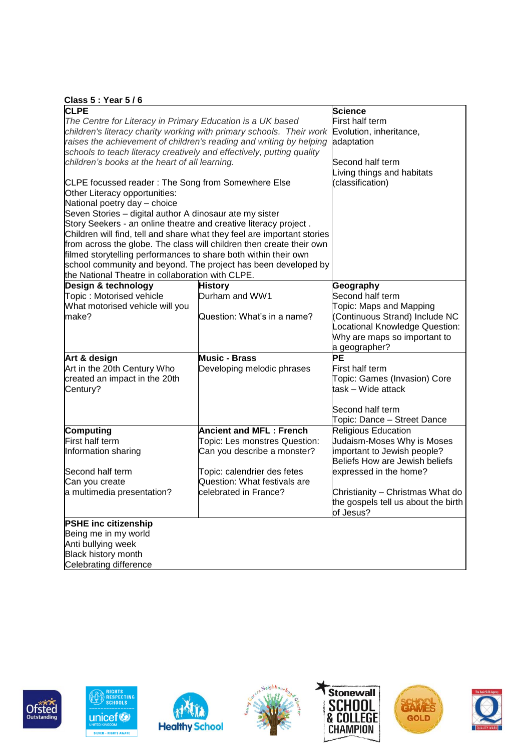**Class 5 : Year 5 / 6**

| | | |
|---|---|---|
| **CLPE**<br>*The Centre for Literacy in Primary Education is a UK based children's literacy charity working with primary schools. Their work raises the achievement of children's reading and writing by helping schools to teach literacy creatively and effectively, putting quality children's books at the heart of all learning.*<br><br>CLPE focussed reader : The Song from Somewhere Else<br>Other Literacy opportunities:<br>National poetry day – choice<br>Seven Stories – digital author A dinosaur ate my sister<br>Story Seekers - an online theatre and creative literacy project . Children will find, tell and share what they feel are important stories from across the globe. The class will children then create their own filmed storytelling performances to share both within their own school community and beyond. The project has been developed by the National Theatre in collaboration with CLPE. | | **Science**<br>First half term<br>Evolution, inheritance, adaptation<br><br>Second half term<br>Living things and habitats (classification) |
| **Design & technology**<br>Topic : Motorised vehicle<br>What motorised vehicle will you make? | **History**<br>Durham and WW1<br><br>Question: What's in a name? | **Geography**<br>Second half term<br>Topic: Maps and Mapping (Continuous Strand) Include NC Locational Knowledge Question: Why are maps so important to a geographer? |
| **Art & design**<br>Art in the 20th Century Who created an impact in the 20th Century? | **Music - Brass**<br>Developing melodic phrases | **PE**<br>First half term<br>Topic: Games (Invasion) Core task – Wide attack<br><br>Second half term<br>Topic: Dance – Street Dance |
| **Computing**<br>First half term<br>Information sharing<br><br>Second half term<br>Can you create a multimedia presentation? | **Ancient and MFL : French**<br>Topic: Les monstres Question: Can you describe a monster?<br><br>Topic: calendrier des fetes Question: What festivals are celebrated in France? | Religious Education<br>Judaism-Moses Why is Moses important to Jewish people? Beliefs How are Jewish beliefs expressed in the home?<br><br>Christianity – Christmas What do the gospels tell us about the birth of Jesus? |
| **PSHE inc citizenship**<br>Being me in my world<br>Anti bullying week<br>Black history month<br>Celebrating difference | | |